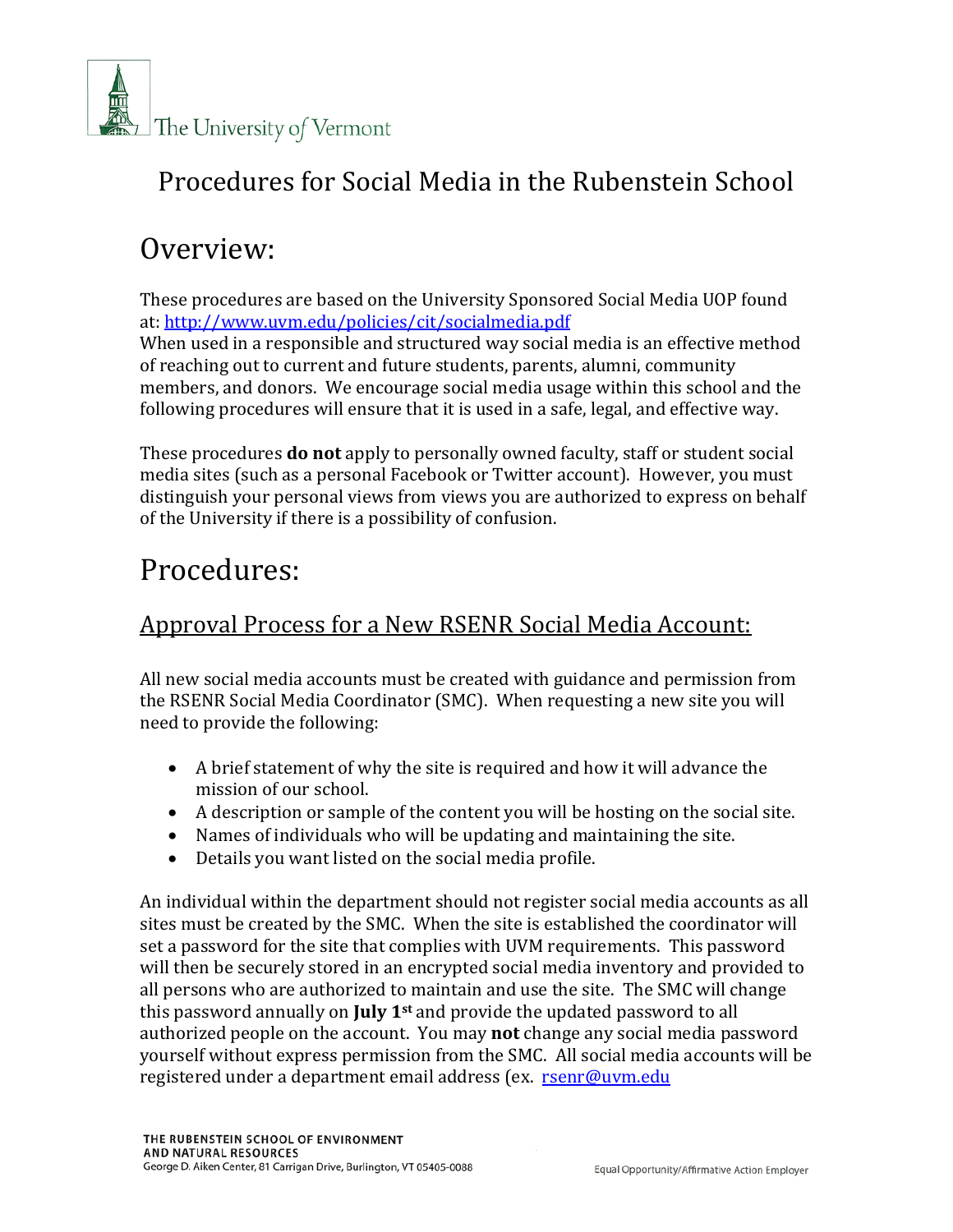# Procedures for Social Media in the Rubenstein School

## Overview:

These procedures are based on the University Sponsored Social Media UOP found at: [http://www.uvm.edu/policies/cit/socialmedia.pdf](http://www.uvm.edu/policies/cit/socialmedia.pdf)
When used in a responsible and structured way social media is an effective method of reaching out to current and future students, parents, alumni, community members, and donors. We encourage social media usage within this school and the following procedures will ensure that it is used in a safe, legal, and effective way.

These procedures **do not** apply to personally owned faculty, staff or student social media sites (such as a personal Facebook or Twitter account). However, you must distinguish your personal views from views you are authorized to express on behalf of the University if there is a possibility of confusion.

## Procedures:

### Approval Process for a New RSENR Social Media Account:

All new social media accounts must be created with guidance and permission from the RSENR Social Media Coordinator (SMC). When requesting a new site you will need to provide the following:

- A brief statement of why the site is required and how it will advance the mission of our school.
- A description or sample of the content you will be hosting on the social site.
- Names of individuals who will be updating and maintaining the site.
- Details you want listed on the social media profile.

An individual within the department should not register social media accounts as all sites must be created by the SMC. When the site is established the coordinator will set a password for the site that complies with UVM requirements. This password will then be securely stored in an encrypted social media inventory and provided to all persons who are authorized to maintain and use the site. The SMC will change this password annually on **July 1st** and provide the updated password to all authorized people on the account. You may **not** change any social media password yourself without express permission from the SMC. All social media accounts will be registered under a department email address (ex. [rsenr@uvm.edu](mailto:rsenr@uvm.edu)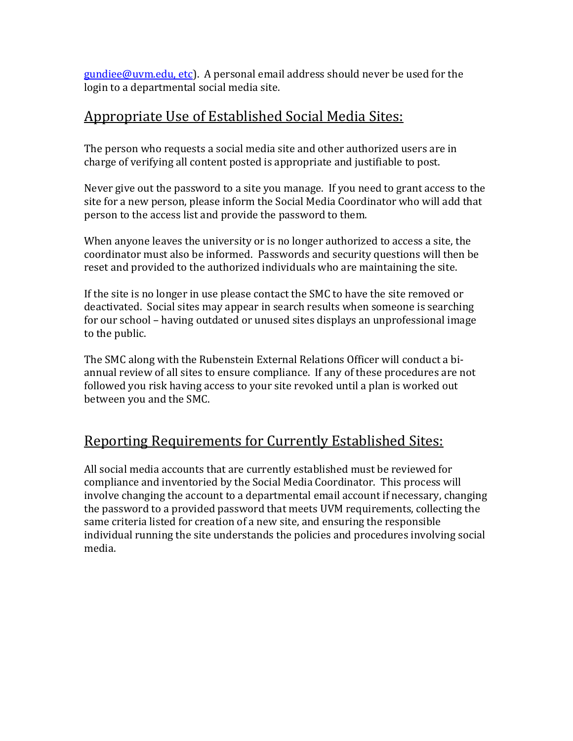gundiee@uvm.edu, etc). A personal email address should never be used for the login to a departmental social media site.

## Appropriate Use of Established Social Media Sites:

The person who requests a social media site and other authorized users are in charge of verifying all content posted is appropriate and justifiable to post.

Never give out the password to a site you manage. If you need to grant access to the site for a new person, please inform the Social Media Coordinator who will add that person to the access list and provide the password to them.

When anyone leaves the university or is no longer authorized to access a site, the coordinator must also be informed. Passwords and security questions will then be reset and provided to the authorized individuals who are maintaining the site.

If the site is no longer in use please contact the SMC to have the site removed or deactivated. Social sites may appear in search results when someone is searching for our school – having outdated or unused sites displays an unprofessional image to the public.

The SMC along with the Rubenstein External Relations Officer will conduct a bi-annual review of all sites to ensure compliance. If any of these procedures are not followed you risk having access to your site revoked until a plan is worked out between you and the SMC.

## Reporting Requirements for Currently Established Sites:

All social media accounts that are currently established must be reviewed for compliance and inventoried by the Social Media Coordinator. This process will involve changing the account to a departmental email account if necessary, changing the password to a provided password that meets UVM requirements, collecting the same criteria listed for creation of a new site, and ensuring the responsible individual running the site understands the policies and procedures involving social media.